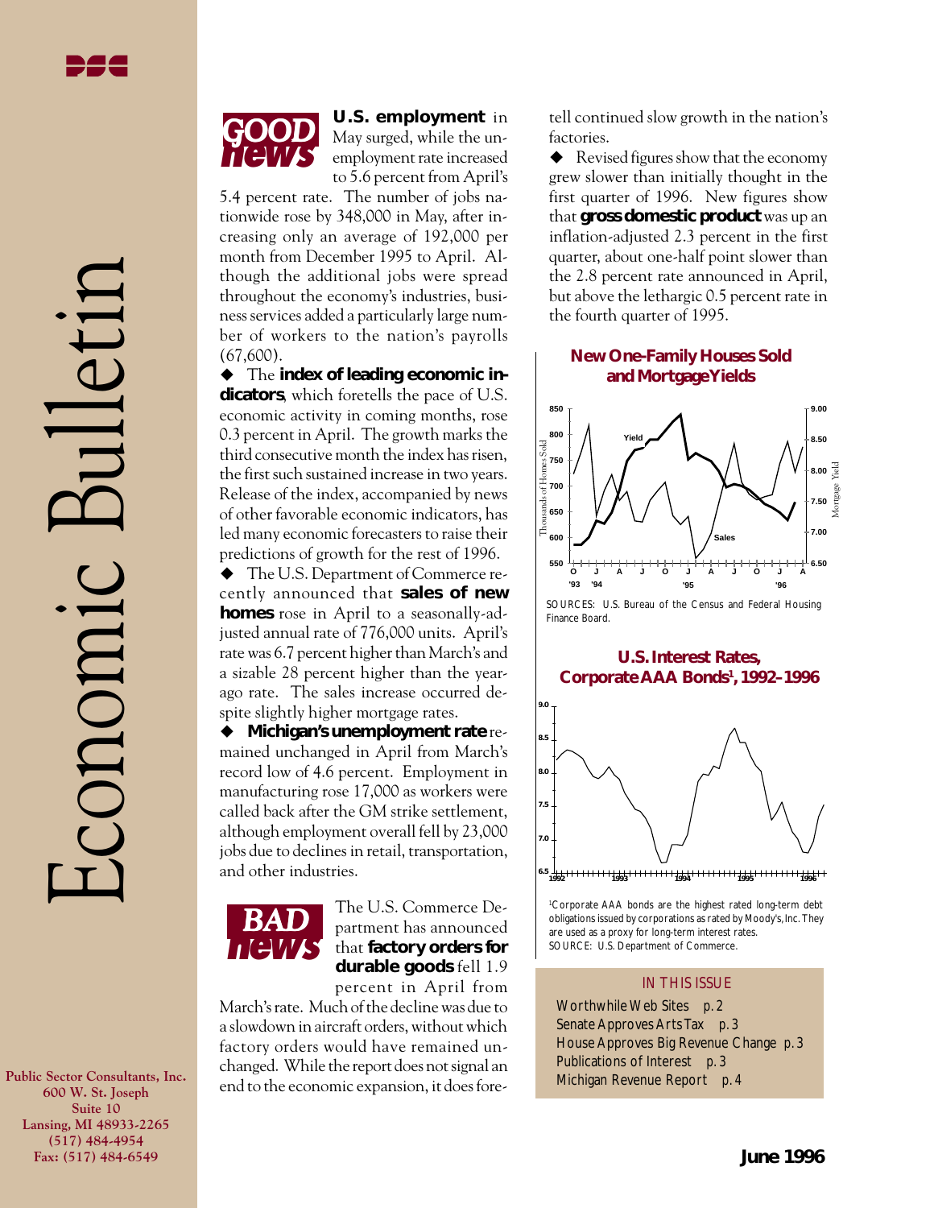# Economic Bulletin

June 1996

## GOOD news

**U.S. employment** in May surged, while the unemployment rate increased to 5.6 percent from April's 5.4 percent rate. The number of jobs nationwide rose by 348,000 in May, after increasing only an average of 192,000 per month from December 1995 to April. Although the additional jobs were spread throughout the economy's industries, business services added a particularly large number of workers to the nation's payrolls (67,600).

◆ The **index of leading economic indicators**, which foretells the pace of U.S. economic activity in coming months, rose 0.3 percent in April. The growth marks the third consecutive month the index has risen, the first such sustained increase in two years. Release of the index, accompanied by news of other favorable economic indicators, has led many economic forecasters to raise their predictions of growth for the rest of 1996.

◆ The U.S. Department of Commerce recently announced that **sales of new homes** rose in April to a seasonally-adjusted annual rate of 776,000 units. April's rate was 6.7 percent higher than March's and a sizable 28 percent higher than the year-ago rate. The sales increase occurred despite slightly higher mortgage rates.

◆ **Michigan's unemployment rate** remained unchanged in April from March's record low of 4.6 percent. Employment in manufacturing rose 17,000 as workers were called back after the GM strike settlement, although employment overall fell by 23,000 jobs due to declines in retail, transportation, and other industries.

## BAD news

The U.S. Commerce Department has announced that **factory orders for durable goods** fell 1.9 percent in April from March's rate. Much of the decline was due to a slowdown in aircraft orders, without which factory orders would have remained unchanged. While the report does not signal an end to the economic expansion, it does foretell continued slow growth in the nation's factories.

◆ Revised figures show that the economy grew slower than initially thought in the first quarter of 1996. New figures show that **gross domestic product** was up an inflation-adjusted 2.3 percent in the first quarter, about one-half point slower than the 2.8 percent rate announced in April, but above the lethargic 0.5 percent rate in the fourth quarter of 1995.

**New One-Family Houses Sold and Mortgage Yields**

SOURCES: U.S. Bureau of the Census and Federal Housing Finance Board.

**U.S. Interest Rates, Corporate AAA Bonds[1], 1992–1996**

[1]Corporate AAA bonds are the highest rated long-term debt obligations issued by corporations as rated by Moody's, Inc. They are used as a proxy for long-term interest rates.
SOURCE: U.S. Department of Commerce.

### IN THIS ISSUE

- Worthwhile Web Sites p. 2
- Senate Approves Arts Tax p. 3
- House Approves Big Revenue Change p. 3
- Publications of Interest p. 3
- Michigan Revenue Report p. 4

**Public Sector Consultants, Inc.**
600 W. St. Joseph
Suite 10
Lansing, MI 48933-2265
(517) 484-4954
Fax: (517) 484-6549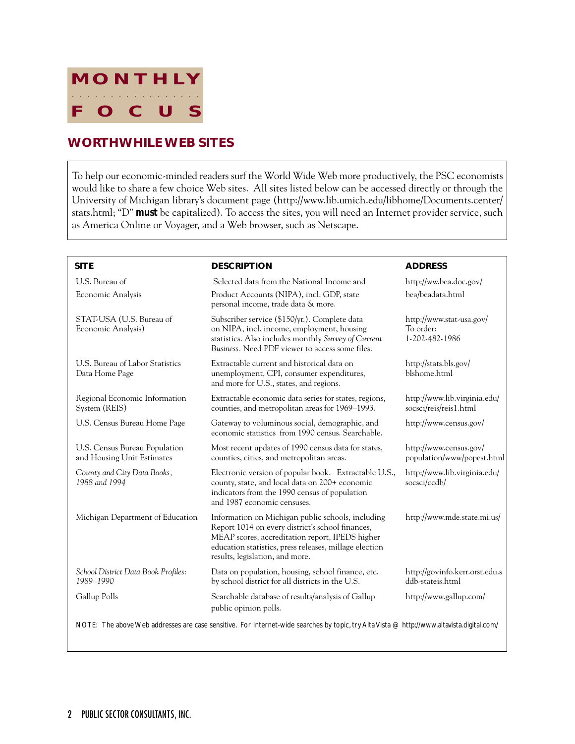# MONTHLY FOCUS

## WORTHWHILE WEB SITES

To help our economic-minded readers surf the World Wide Web more productively, the PSC economists would like to share a few choice Web sites. All sites listed below can be accessed directly or through the University of Michigan library's document page (http://www.lib.umich.edu/libhome/Documents.center/stats.html; "D" **must** be capitalized). To access the sites, you will need an Internet provider service, such as America Online or Voyager, and a Web browser, such as Netscape.

| SITE | DESCRIPTION | ADDRESS |
|---|---|---|
| U.S. Bureau of Economic Analysis | Selected data from the National Income and Product Accounts (NIPA), incl. GDP, state personal income, trade data & more. | http://ww.bea.doc.gov/bea/beadata.html |
| STAT-USA (U.S. Bureau of Economic Analysis) | Subscriber service ($150/yr.). Complete data on NIPA, incl. income, employment, housing statistics. Also includes monthly *Survey of Current Business*. Need PDF viewer to access some files. | http://www.stat-usa.gov/ To order: 1-202-482-1986 |
| U.S. Bureau of Labor Statistics Data Home Page | Extractable current and historical data on unemployment, CPI, consumer expenditures, and more for U.S., states, and regions. | http://stats.bls.gov/blshome.html |
| Regional Economic Information System (REIS) | Extractable economic data series for states, regions, counties, and metropolitan areas for 1969–1993. | http://www.lib.virginia.edu/socsci/reis/reis1.html |
| U.S. Census Bureau Home Page | Gateway to voluminous social, demographic, and economic statistics from 1990 census. Searchable. | http://www.census.gov/ |
| U.S. Census Bureau Population and Housing Unit Estimates | Most recent updates of 1990 census data for states, counties, cities, and metropolitan areas. | http://www.census.gov/population/www/popest.html |
| *County and City Data Books, 1988 and 1994* | Electronic version of popular book. Extractable U.S., county, state, and local data on 200+ economic indicators from the 1990 census of population and 1987 economic censuses. | http://www.lib.virginia.edu/socsci/ccdb/ |
| Michigan Department of Education | Information on Michigan public schools, including Report 1014 on every district's school finances, MEAP scores, accreditation report, IPEDS higher education statistics, press releases, millage election results, legislation, and more. | http://www.mde.state.mi.us/ |
| *School District Data Book Profiles: 1989–1990* | Data on population, housing, school finance, etc. by school district for all districts in the U.S. | http://govinfo.kerr.orst.edu.sddb-stateis.html |
| Gallup Polls | Searchable database of results/analysis of Gallup public opinion polls. | http://www.gallup.com/ |

NOTE: The above Web addresses are case sensitive. For Internet-wide searches by topic, try AltaVista @ http://www.altavista.digital.com/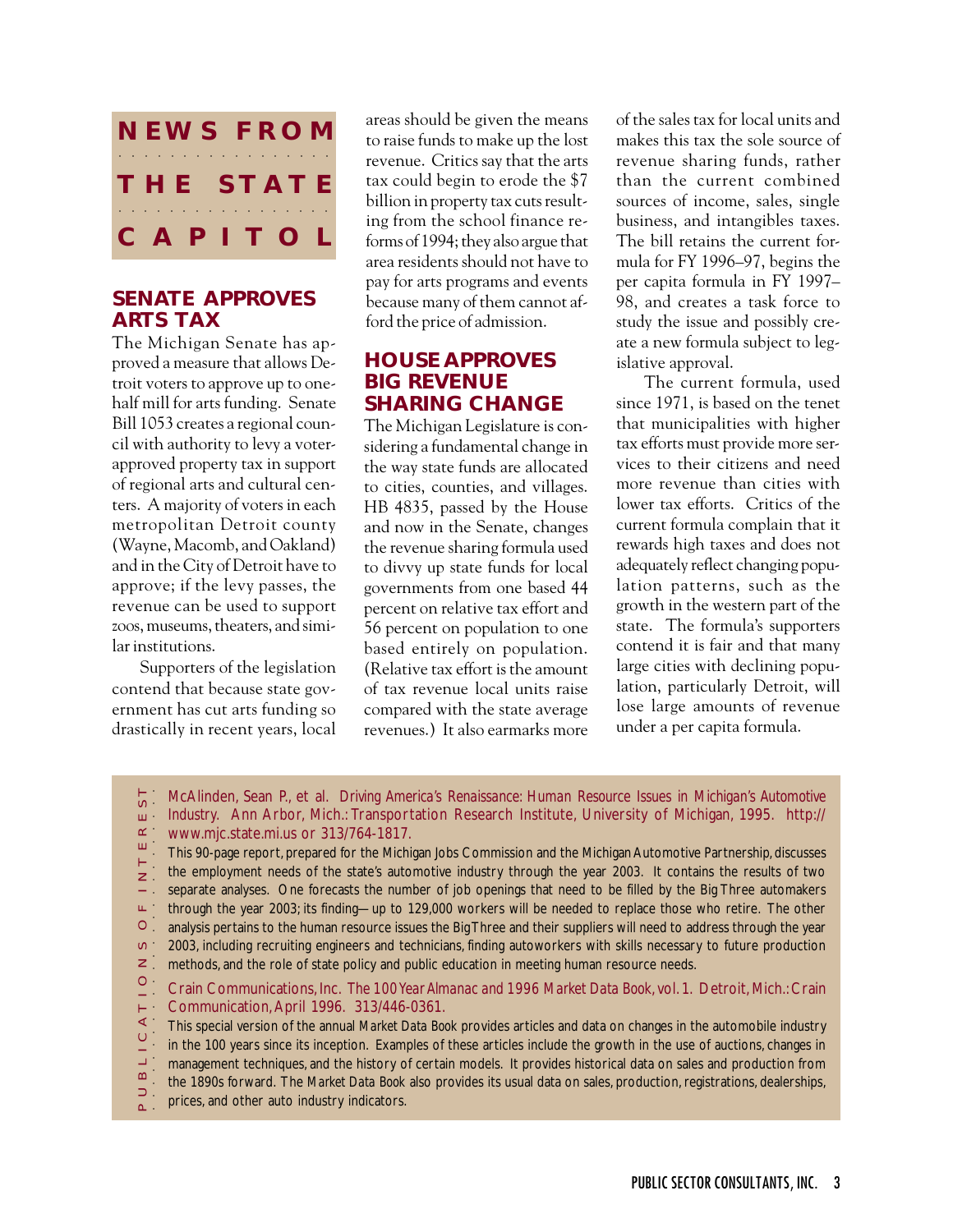# NEWS FROM THE STATE CAPITOL

## SENATE APPROVES ARTS TAX

The Michigan Senate has approved a measure that allows Detroit voters to approve up to one-half mill for arts funding. Senate Bill 1053 creates a regional council with authority to levy a voter-approved property tax in support of regional arts and cultural centers. A majority of voters in each metropolitan Detroit county (Wayne, Macomb, and Oakland) and in the City of Detroit have to approve; if the levy passes, the revenue can be used to support zoos, museums, theaters, and similar institutions.

Supporters of the legislation contend that because state government has cut arts funding so drastically in recent years, local areas should be given the means to raise funds to make up the lost revenue. Critics say that the arts tax could begin to erode the $7 billion in property tax cuts resulting from the school finance reforms of 1994; they also argue that area residents should not have to pay for arts programs and events because many of them cannot afford the price of admission.

## HOUSE APPROVES BIG REVENUE SHARING CHANGE

The Michigan Legislature is considering a fundamental change in the way state funds are allocated to cities, counties, and villages. HB 4835, passed by the House and now in the Senate, changes the revenue sharing formula used to divvy up state funds for local governments from one based 44 percent on relative tax effort and 56 percent on population to one based entirely on population. (Relative tax effort is the amount of tax revenue local units raise compared with the state average revenues.) It also earmarks more of the sales tax for local units and makes this tax the sole source of revenue sharing funds, rather than the current combined sources of income, sales, single business, and intangibles taxes. The bill retains the current formula for FY 1996–97, begins the per capita formula in FY 1997–98, and creates a task force to study the issue and possibly create a new formula subject to legislative approval.

The current formula, used since 1971, is based on the tenet that municipalities with higher tax efforts must provide more services to their citizens and need more revenue than cities with lower tax efforts. Critics of the current formula complain that it rewards high taxes and does not adequately reflect changing population patterns, such as the growth in the western part of the state. The formula's supporters contend it is fair and that many large cities with declining population, particularly Detroit, will lose large amounts of revenue under a per capita formula.

## PUBLICATIONS OF INTEREST

McAlinden, Sean P., et al. *Driving America's Renaissance: Human Resource Issues in Michigan's Automotive Industry.* Ann Arbor, Mich.: Transportation Research Institute, University of Michigan, 1995. http://www.mjc.state.mi.us or 313/764-1817.

This 90-page report, prepared for the Michigan Jobs Commission and the Michigan Automotive Partnership, discusses the employment needs of the state's automotive industry through the year 2003. It contains the results of two separate analyses. One forecasts the number of job openings that need to be filled by the Big Three automakers through the year 2003; its finding—up to 129,000 workers will be needed to replace those who retire. The other analysis pertains to the human resource issues the Big Three and their suppliers will need to address through the year 2003, including recruiting engineers and technicians, finding autoworkers with skills necessary to future production methods, and the role of state policy and public education in meeting human resource needs.

Crain Communications, Inc. *The 100 Year Almanac and 1996 Market Data Book*, vol. 1. Detroit, Mich.: Crain Communication, April 1996. 313/446-0361.

This special version of the annual *Market Data Book* provides articles and data on changes in the automobile industry in the 100 years since its inception. Examples of these articles include the growth in the use of auctions, changes in management techniques, and the history of certain models. It provides historical data on sales and production from the 1890s forward. The *Market Data Book* also provides its usual data on sales, production, registrations, dealerships, prices, and other auto industry indicators.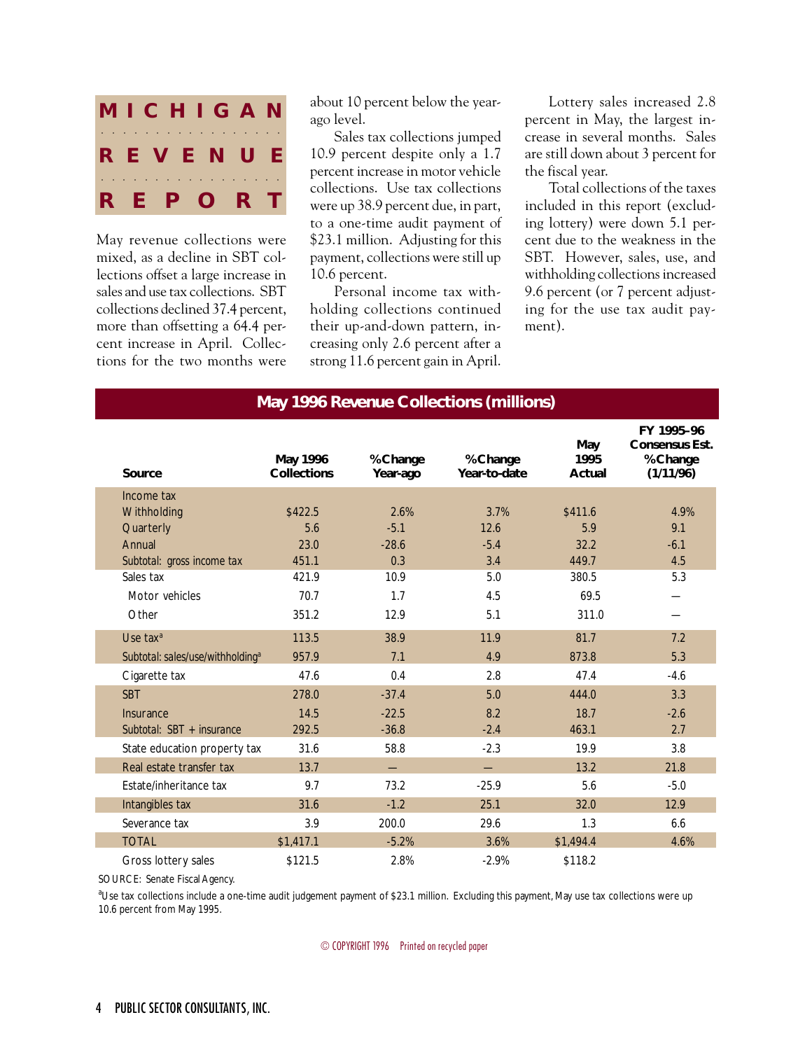# MICHIGAN REVENUE REPORT

May revenue collections were mixed, as a decline in SBT collections offset a large increase in sales and use tax collections. SBT collections declined 37.4 percent, more than offsetting a 64.4 percent increase in April. Collections for the two months were about 10 percent below the year-ago level.

Sales tax collections jumped 10.9 percent despite only a 1.7 percent increase in motor vehicle collections. Use tax collections were up 38.9 percent due, in part, to a one-time audit payment of $23.1 million. Adjusting for this payment, collections were still up 10.6 percent.

Personal income tax withholding collections continued their up-and-down pattern, increasing only 2.6 percent after a strong 11.6 percent gain in April.

Lottery sales increased 2.8 percent in May, the largest increase in several months. Sales are still down about 3 percent for the fiscal year.

Total collections of the taxes included in this report (excluding lottery) were down 5.1 percent due to the weakness in the SBT. However, sales, use, and withholding collections increased 9.6 percent (or 7 percent adjusting for the use tax audit payment).

## May 1996 Revenue Collections (millions)

| Source | May 1996 Collections | %Change Year-ago | %Change Year-to-date | May 1995 Actual | FY 1995–96 Consensus Est. %Change (1/11/96) |
|---|---|---|---|---|---|
| Income tax | | | | | |
| Withholding | $422.5 | 2.6% | 3.7% | $411.6 | 4.9% |
| Quarterly | 5.6 | -5.1 | 12.6 | 5.9 | 9.1 |
| Annual | 23.0 | -28.6 | -5.4 | 32.2 | -6.1 |
| Subtotal: gross income tax | 451.1 | 0.3 | 3.4 | 449.7 | 4.5 |
| Sales tax | 421.9 | 10.9 | 5.0 | 380.5 | 5.3 |
| Motor vehicles | 70.7 | 1.7 | 4.5 | 69.5 | — |
| Other | 351.2 | 12.9 | 5.1 | 311.0 | — |
| Use tax[a] | 113.5 | 38.9 | 11.9 | 81.7 | 7.2 |
| Subtotal: sales/use/withholding[a] | 957.9 | 7.1 | 4.9 | 873.8 | 5.3 |
| Cigarette tax | 47.6 | 0.4 | 2.8 | 47.4 | -4.6 |
| SBT | 278.0 | -37.4 | 5.0 | 444.0 | 3.3 |
| Insurance | 14.5 | -22.5 | 8.2 | 18.7 | -2.6 |
| Subtotal: SBT + insurance | 292.5 | -36.8 | -2.4 | 463.1 | 2.7 |
| State education property tax | 31.6 | 58.8 | -2.3 | 19.9 | 3.8 |
| Real estate transfer tax | 13.7 | — | — | 13.2 | 21.8 |
| Estate/inheritance tax | 9.7 | 73.2 | -25.9 | 5.6 | -5.0 |
| Intangibles tax | 31.6 | -1.2 | 25.1 | 32.0 | 12.9 |
| Severance tax | 3.9 | 200.0 | 29.6 | 1.3 | 6.6 |
| TOTAL | $1,417.1 | -5.2% | 3.6% | $1,494.4 | 4.6% |
| Gross lottery sales | $121.5 | 2.8% | -2.9% | $118.2 | |

SOURCE: Senate Fiscal Agency.

[a]Use tax collections include a one-time audit judgement payment of $23.1 million. Excluding this payment, May use tax collections were up 10.6 percent from May 1995.

© COPYRIGHT 1996 Printed on recycled paper

PUBLIC SECTOR CONSULTANTS, INC.